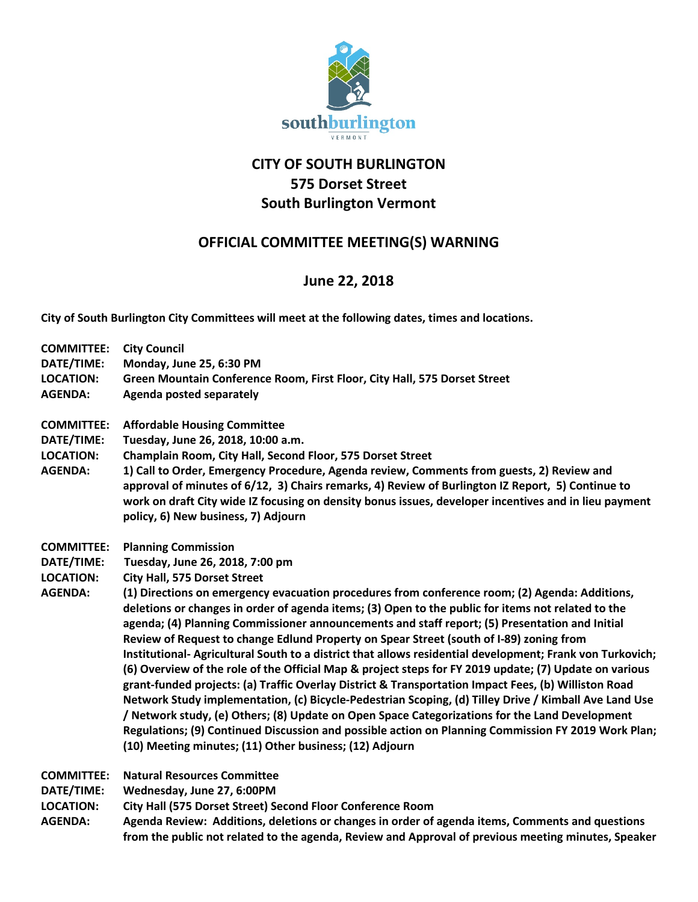# CITY OF SOUTH BURLINGTON
## 575 Dorset Street
## South Burlington Vermont

## OFFICIAL COMMITTEE MEETING(S) WARNING

## June 22, 2018

**City of South Burlington City Committees will meet at the following dates, times and locations.**

**COMMITTEE:** **City Council**
**DATE/TIME:** **Monday, June 25, 6:30 PM**
**LOCATION:** **Green Mountain Conference Room, First Floor, City Hall, 575 Dorset Street**
**AGENDA:** **Agenda posted separately**

**COMMITTEE:** **Affordable Housing Committee**
**DATE/TIME:** **Tuesday, June 26, 2018, 10:00 a.m.**
**LOCATION:** **Champlain Room, City Hall, Second Floor, 575 Dorset Street**
**AGENDA:** **1) Call to Order, Emergency Procedure, Agenda review, Comments from guests, 2) Review and approval of minutes of 6/12, 3) Chairs remarks, 4) Review of Burlington IZ Report, 5) Continue to work on draft City wide IZ focusing on density bonus issues, developer incentives and in lieu payment policy, 6) New business, 7) Adjourn**

**COMMITTEE:** **Planning Commission**
**DATE/TIME:** **Tuesday, June 26, 2018, 7:00 pm**
**LOCATION:** **City Hall, 575 Dorset Street**
**AGENDA:** **(1) Directions on emergency evacuation procedures from conference room; (2) Agenda: Additions, deletions or changes in order of agenda items; (3) Open to the public for items not related to the agenda; (4) Planning Commissioner announcements and staff report; (5) Presentation and Initial Review of Request to change Edlund Property on Spear Street (south of I-89) zoning from Institutional- Agricultural South to a district that allows residential development; Frank von Turkovich; (6) Overview of the role of the Official Map & project steps for FY 2019 update; (7) Update on various grant-funded projects: (a) Traffic Overlay District & Transportation Impact Fees, (b) Williston Road Network Study implementation, (c) Bicycle-Pedestrian Scoping, (d) Tilley Drive / Kimball Ave Land Use / Network study, (e) Others; (8) Update on Open Space Categorizations for the Land Development Regulations; (9) Continued Discussion and possible action on Planning Commission FY 2019 Work Plan; (10) Meeting minutes; (11) Other business; (12) Adjourn**

**COMMITTEE:** **Natural Resources Committee**
**DATE/TIME:** **Wednesday, June 27, 6:00PM**
**LOCATION:** **City Hall (575 Dorset Street) Second Floor Conference Room**
**AGENDA:** **Agenda Review: Additions, deletions or changes in order of agenda items, Comments and questions from the public not related to the agenda, Review and Approval of previous meeting minutes, Speaker**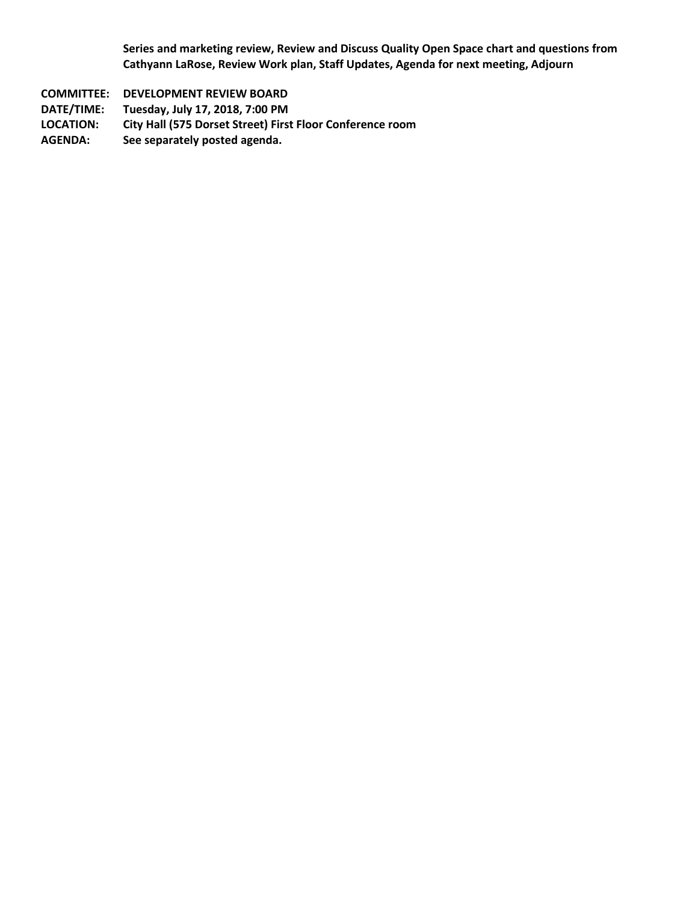**Series and marketing review, Review and Discuss Quality Open Space chart and questions from Cathyann LaRose, Review Work plan, Staff Updates, Agenda for next meeting, Adjourn**

**COMMITTEE:** **DEVELOPMENT REVIEW BOARD**
**DATE/TIME:** **Tuesday, July 17, 2018, 7:00 PM**
**LOCATION:** **City Hall (575 Dorset Street) First Floor Conference room**
**AGENDA:** **See separately posted agenda.**